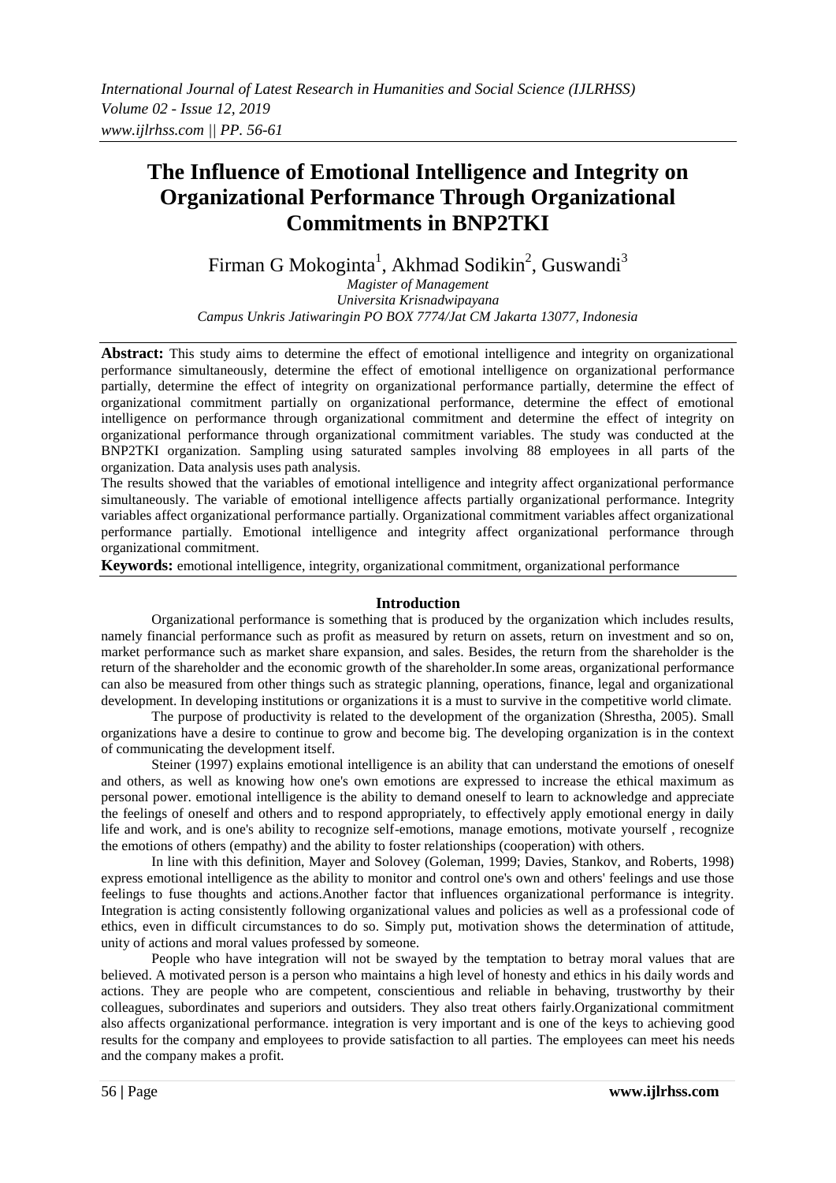# The Influence of Emotional Intelligence and Integrity on Organizational Performance Through Organizational Commitments in BNP2TKI

Firman G Mokoginta[1], Akhmad Sodikin[2], Guswandi[3]

*Magister of Management*
*Universita Krisnadwipayana*
*Campus Unkris Jatiwaringin PO BOX 7774/Jat CM Jakarta 13077, Indonesia*

**Abstract:** This study aims to determine the effect of emotional intelligence and integrity on organizational performance simultaneously, determine the effect of emotional intelligence on organizational performance partially, determine the effect of integrity on organizational performance partially, determine the effect of organizational commitment partially on organizational performance, determine the effect of emotional intelligence on performance through organizational commitment and determine the effect of integrity on organizational performance through organizational commitment variables. The study was conducted at the BNP2TKI organization. Sampling using saturated samples involving 88 employees in all parts of the organization. Data analysis uses path analysis.

The results showed that the variables of emotional intelligence and integrity affect organizational performance simultaneously. The variable of emotional intelligence affects partially organizational performance. Integrity variables affect organizational performance partially. Organizational commitment variables affect organizational performance partially. Emotional intelligence and integrity affect organizational performance through organizational commitment.

**Keywords:** emotional intelligence, integrity, organizational commitment, organizational performance

## Introduction

Organizational performance is something that is produced by the organization which includes results, namely financial performance such as profit as measured by return on assets, return on investment and so on, market performance such as market share expansion, and sales. Besides, the return from the shareholder is the return of the shareholder and the economic growth of the shareholder.In some areas, organizational performance can also be measured from other things such as strategic planning, operations, finance, legal and organizational development. In developing institutions or organizations it is a must to survive in the competitive world climate.

The purpose of productivity is related to the development of the organization (Shrestha, 2005). Small organizations have a desire to continue to grow and become big. The developing organization is in the context of communicating the development itself.

Steiner (1997) explains emotional intelligence is an ability that can understand the emotions of oneself and others, as well as knowing how one's own emotions are expressed to increase the ethical maximum as personal power. emotional intelligence is the ability to demand oneself to learn to acknowledge and appreciate the feelings of oneself and others and to respond appropriately, to effectively apply emotional energy in daily life and work, and is one's ability to recognize self-emotions, manage emotions, motivate yourself , recognize the emotions of others (empathy) and the ability to foster relationships (cooperation) with others.

In line with this definition, Mayer and Solovey (Goleman, 1999; Davies, Stankov, and Roberts, 1998) express emotional intelligence as the ability to monitor and control one's own and others' feelings and use those feelings to fuse thoughts and actions.Another factor that influences organizational performance is integrity. Integration is acting consistently following organizational values and policies as well as a professional code of ethics, even in difficult circumstances to do so. Simply put, motivation shows the determination of attitude, unity of actions and moral values professed by someone.

People who have integration will not be swayed by the temptation to betray moral values that are believed. A motivated person is a person who maintains a high level of honesty and ethics in his daily words and actions. They are people who are competent, conscientious and reliable in behaving, trustworthy by their colleagues, subordinates and superiors and outsiders. They also treat others fairly.Organizational commitment also affects organizational performance. integration is very important and is one of the keys to achieving good results for the company and employees to provide satisfaction to all parties. The employees can meet his needs and the company makes a profit.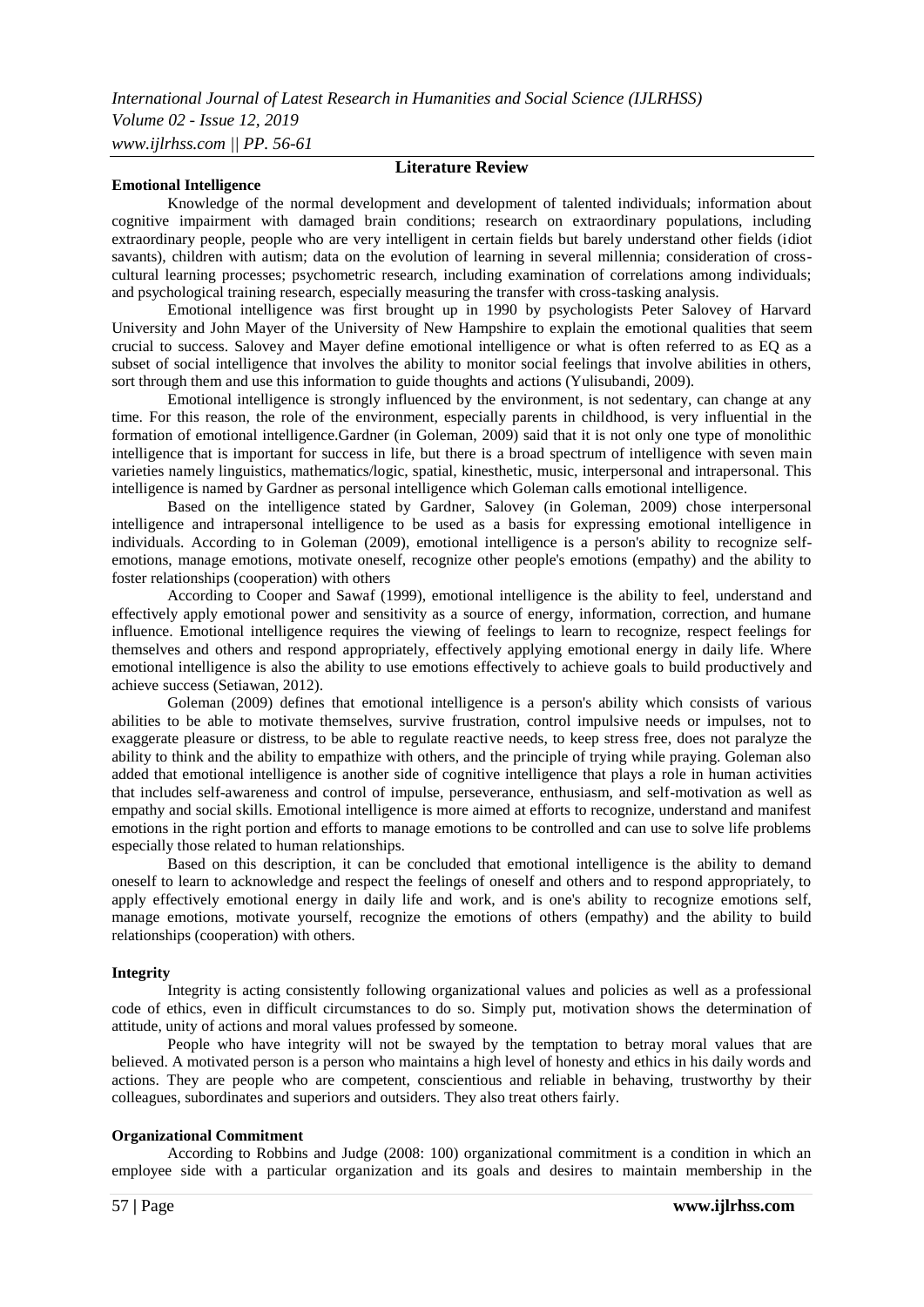## Literature Review

### Emotional Intelligence

Knowledge of the normal development and development of talented individuals; information about cognitive impairment with damaged brain conditions; research on extraordinary populations, including extraordinary people, people who are very intelligent in certain fields but barely understand other fields (idiot savants), children with autism; data on the evolution of learning in several millennia; consideration of cross-cultural learning processes; psychometric research, including examination of correlations among individuals; and psychological training research, especially measuring the transfer with cross-tasking analysis.

Emotional intelligence was first brought up in 1990 by psychologists Peter Salovey of Harvard University and John Mayer of the University of New Hampshire to explain the emotional qualities that seem crucial to success. Salovey and Mayer define emotional intelligence or what is often referred to as EQ as a subset of social intelligence that involves the ability to monitor social feelings that involve abilities in others, sort through them and use this information to guide thoughts and actions (Yulisubandi, 2009).

Emotional intelligence is strongly influenced by the environment, is not sedentary, can change at any time. For this reason, the role of the environment, especially parents in childhood, is very influential in the formation of emotional intelligence.Gardner (in Goleman, 2009) said that it is not only one type of monolithic intelligence that is important for success in life, but there is a broad spectrum of intelligence with seven main varieties namely linguistics, mathematics/logic, spatial, kinesthetic, music, interpersonal and intrapersonal. This intelligence is named by Gardner as personal intelligence which Goleman calls emotional intelligence.

Based on the intelligence stated by Gardner, Salovey (in Goleman, 2009) chose interpersonal intelligence and intrapersonal intelligence to be used as a basis for expressing emotional intelligence in individuals. According to in Goleman (2009), emotional intelligence is a person's ability to recognize self-emotions, manage emotions, motivate oneself, recognize other people's emotions (empathy) and the ability to foster relationships (cooperation) with others

According to Cooper and Sawaf (1999), emotional intelligence is the ability to feel, understand and effectively apply emotional power and sensitivity as a source of energy, information, correction, and humane influence. Emotional intelligence requires the viewing of feelings to learn to recognize, respect feelings for themselves and others and respond appropriately, effectively applying emotional energy in daily life. Where emotional intelligence is also the ability to use emotions effectively to achieve goals to build productively and achieve success (Setiawan, 2012).

Goleman (2009) defines that emotional intelligence is a person's ability which consists of various abilities to be able to motivate themselves, survive frustration, control impulsive needs or impulses, not to exaggerate pleasure or distress, to be able to regulate reactive needs, to keep stress free, does not paralyze the ability to think and the ability to empathize with others, and the principle of trying while praying. Goleman also added that emotional intelligence is another side of cognitive intelligence that plays a role in human activities that includes self-awareness and control of impulse, perseverance, enthusiasm, and self-motivation as well as empathy and social skills. Emotional intelligence is more aimed at efforts to recognize, understand and manifest emotions in the right portion and efforts to manage emotions to be controlled and can use to solve life problems especially those related to human relationships.

Based on this description, it can be concluded that emotional intelligence is the ability to demand oneself to learn to acknowledge and respect the feelings of oneself and others and to respond appropriately, to apply effectively emotional energy in daily life and work, and is one's ability to recognize emotions self, manage emotions, motivate yourself, recognize the emotions of others (empathy) and the ability to build relationships (cooperation) with others.

### Integrity

Integrity is acting consistently following organizational values and policies as well as a professional code of ethics, even in difficult circumstances to do so. Simply put, motivation shows the determination of attitude, unity of actions and moral values professed by someone.

People who have integrity will not be swayed by the temptation to betray moral values that are believed. A motivated person is a person who maintains a high level of honesty and ethics in his daily words and actions. They are people who are competent, conscientious and reliable in behaving, trustworthy by their colleagues, subordinates and superiors and outsiders. They also treat others fairly.

### Organizational Commitment

According to Robbins and Judge (2008: 100) organizational commitment is a condition in which an employee side with a particular organization and its goals and desires to maintain membership in the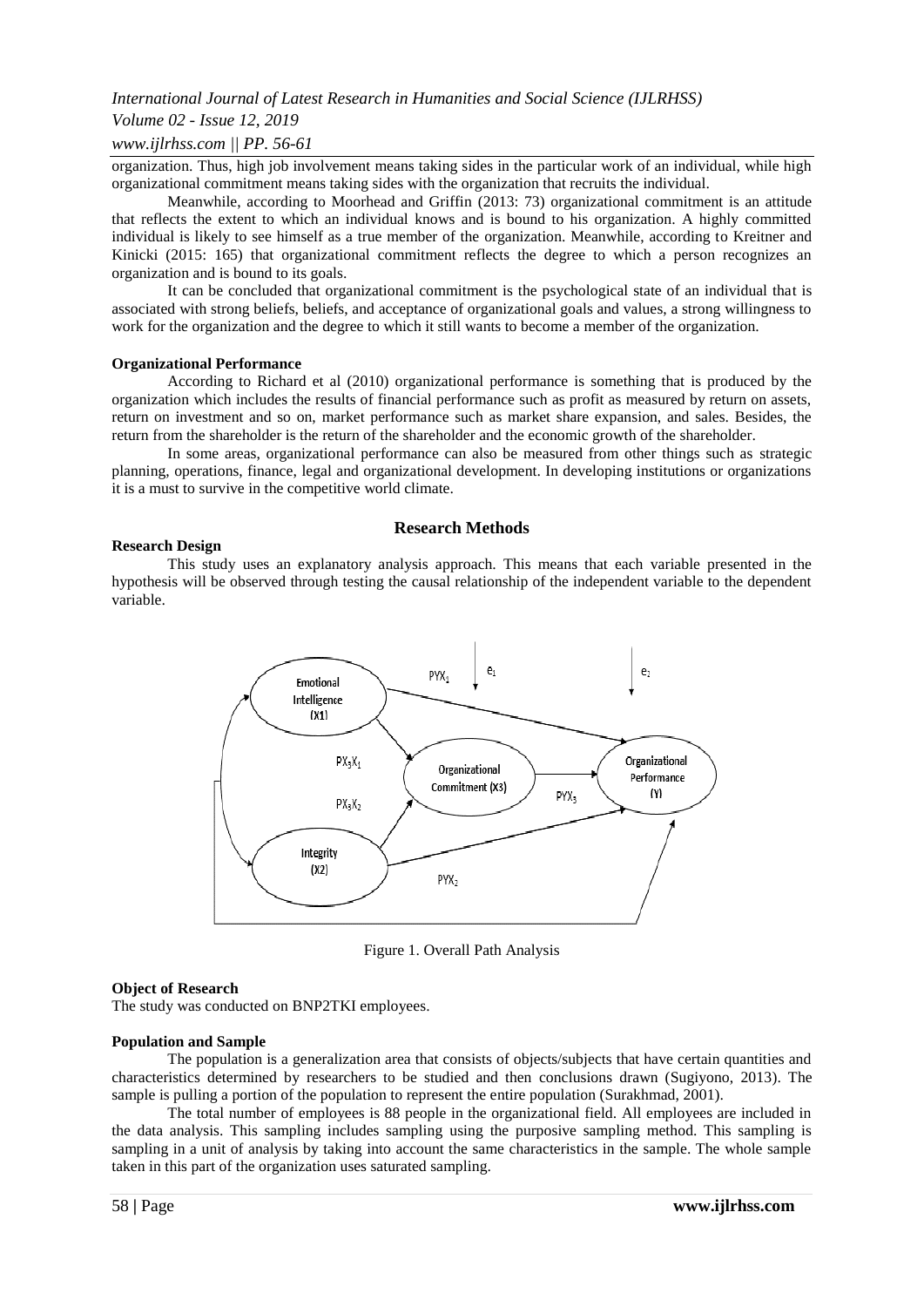organization. Thus, high job involvement means taking sides in the particular work of an individual, while high organizational commitment means taking sides with the organization that recruits the individual.

Meanwhile, according to Moorhead and Griffin (2013: 73) organizational commitment is an attitude that reflects the extent to which an individual knows and is bound to his organization. A highly committed individual is likely to see himself as a true member of the organization. Meanwhile, according to Kreitner and Kinicki (2015: 165) that organizational commitment reflects the degree to which a person recognizes an organization and is bound to its goals.

It can be concluded that organizational commitment is the psychological state of an individual that is associated with strong beliefs, beliefs, and acceptance of organizational goals and values, a strong willingness to work for the organization and the degree to which it still wants to become a member of the organization.

**Organizational Performance**

According to Richard et al (2010) organizational performance is something that is produced by the organization which includes the results of financial performance such as profit as measured by return on assets, return on investment and so on, market performance such as market share expansion, and sales. Besides, the return from the shareholder is the return of the shareholder and the economic growth of the shareholder.

In some areas, organizational performance can also be measured from other things such as strategic planning, operations, finance, legal and organizational development. In developing institutions or organizations it is a must to survive in the competitive world climate.

## Research Methods

**Research Design**

This study uses an explanatory analysis approach. This means that each variable presented in the hypothesis will be observed through testing the causal relationship of the independent variable to the dependent variable.

Figure 1. Overall Path Analysis

**Object of Research**

The study was conducted on BNP2TKI employees.

**Population and Sample**

The population is a generalization area that consists of objects/subjects that have certain quantities and characteristics determined by researchers to be studied and then conclusions drawn (Sugiyono, 2013). The sample is pulling a portion of the population to represent the entire population (Surakhmad, 2001).

The total number of employees is 88 people in the organizational field. All employees are included in the data analysis. This sampling includes sampling using the purposive sampling method. This sampling is sampling in a unit of analysis by taking into account the same characteristics in the sample. The whole sample taken in this part of the organization uses saturated sampling.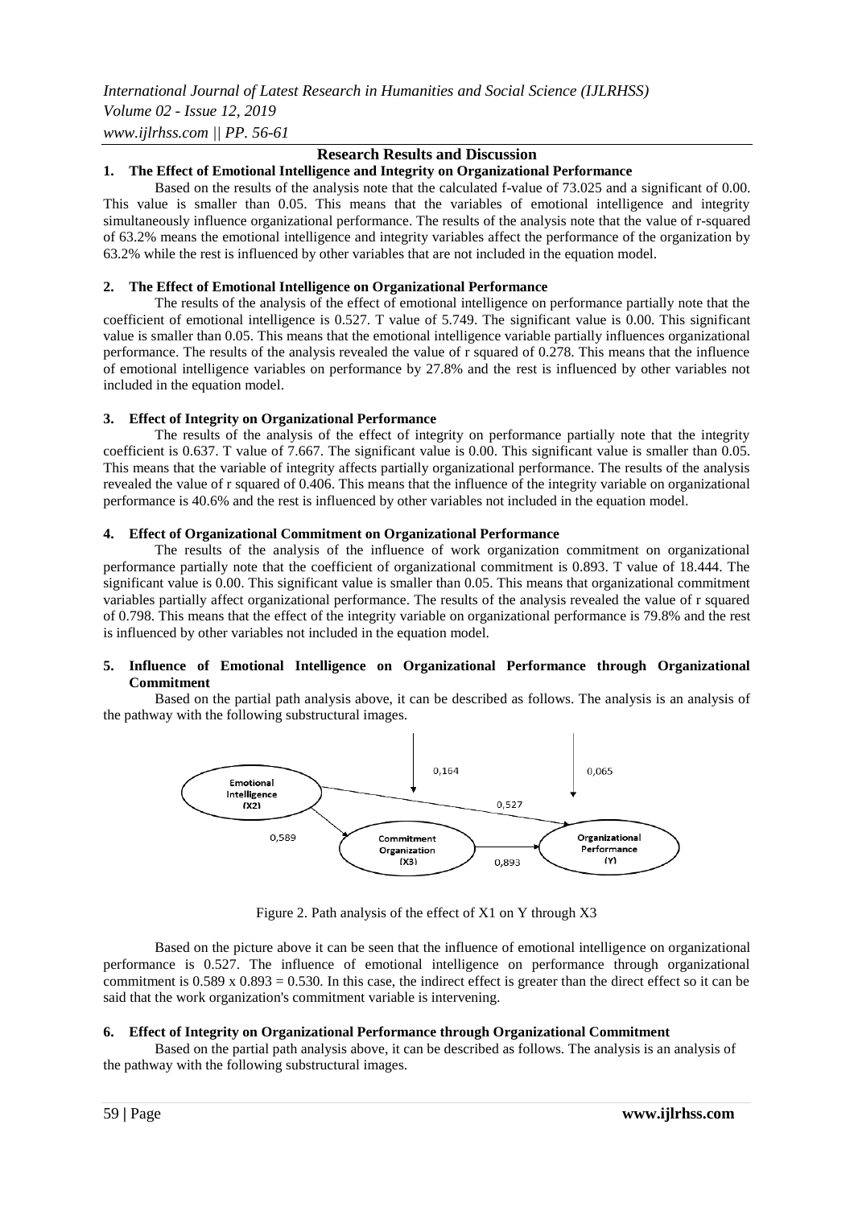## Research Results and Discussion

### 1. The Effect of Emotional Intelligence and Integrity on Organizational Performance

Based on the results of the analysis note that the calculated f-value of 73.025 and a significant of 0.00. This value is smaller than 0.05. This means that the variables of emotional intelligence and integrity simultaneously influence organizational performance. The results of the analysis note that the value of r-squared of 63.2% means the emotional intelligence and integrity variables affect the performance of the organization by 63.2% while the rest is influenced by other variables that are not included in the equation model.

### 2. The Effect of Emotional Intelligence on Organizational Performance

The results of the analysis of the effect of emotional intelligence on performance partially note that the coefficient of emotional intelligence is 0.527. T value of 5.749. The significant value is 0.00. This significant value is smaller than 0.05. This means that the emotional intelligence variable partially influences organizational performance. The results of the analysis revealed the value of r squared of 0.278. This means that the influence of emotional intelligence variables on performance by 27.8% and the rest is influenced by other variables not included in the equation model.

### 3. Effect of Integrity on Organizational Performance

The results of the analysis of the effect of integrity on performance partially note that the integrity coefficient is 0.637. T value of 7.667. The significant value is 0.00. This significant value is smaller than 0.05. This means that the variable of integrity affects partially organizational performance. The results of the analysis revealed the value of r squared of 0.406. This means that the influence of the integrity variable on organizational performance is 40.6% and the rest is influenced by other variables not included in the equation model.

### 4. Effect of Organizational Commitment on Organizational Performance

The results of the analysis of the influence of work organization commitment on organizational performance partially note that the coefficient of organizational commitment is 0.893. T value of 18.444. The significant value is 0.00. This significant value is smaller than 0.05. This means that organizational commitment variables partially affect organizational performance. The results of the analysis revealed the value of r squared of 0.798. This means that the effect of the integrity variable on organizational performance is 79.8% and the rest is influenced by other variables not included in the equation model.

### 5. Influence of Emotional Intelligence on Organizational Performance through Organizational Commitment

Based on the partial path analysis above, it can be described as follows. The analysis is an analysis of the pathway with the following substructural images.

Figure 2. Path analysis of the effect of X1 on Y through X3

Based on the picture above it can be seen that the influence of emotional intelligence on organizational performance is 0.527. The influence of emotional intelligence on performance through organizational commitment is $0.589 \times 0.893 = 0.530$. In this case, the indirect effect is greater than the direct effect so it can be said that the work organization's commitment variable is intervening.

### 6. Effect of Integrity on Organizational Performance through Organizational Commitment

Based on the partial path analysis above, it can be described as follows. The analysis is an analysis of the pathway with the following substructural images.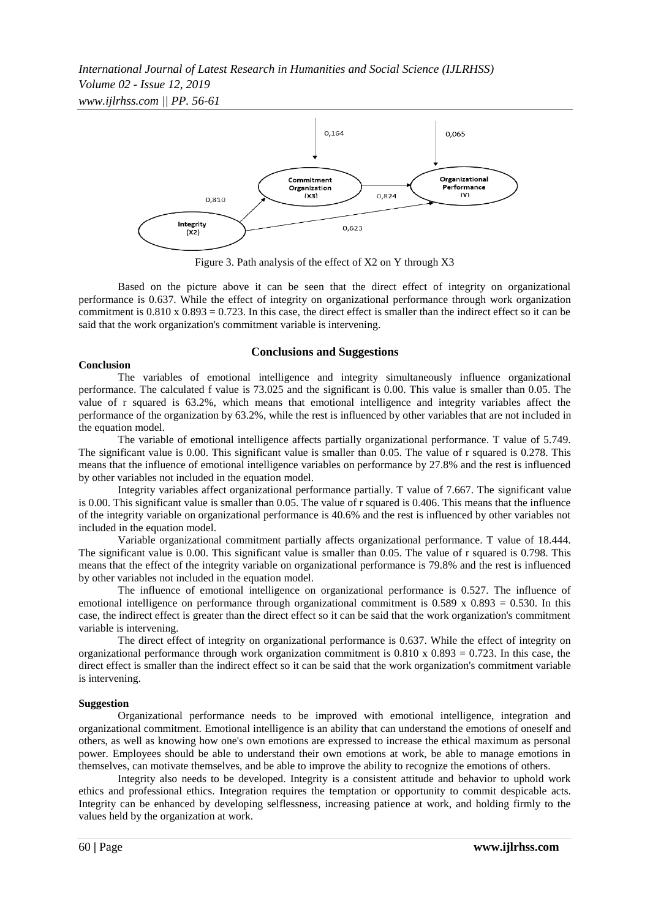Figure 3. Path analysis of the effect of X2 on Y through X3

Based on the picture above it can be seen that the direct effect of integrity on organizational performance is 0.637. While the effect of integrity on organizational performance through work organization commitment is 0.810 x 0.893 = 0.723. In this case, the direct effect is smaller than the indirect effect so it can be said that the work organization's commitment variable is intervening.

## Conclusions and Suggestions

### Conclusion

The variables of emotional intelligence and integrity simultaneously influence organizational performance. The calculated f value is 73.025 and the significant is 0.00. This value is smaller than 0.05. The value of r squared is 63.2%, which means that emotional intelligence and integrity variables affect the performance of the organization by 63.2%, while the rest is influenced by other variables that are not included in the equation model.

The variable of emotional intelligence affects partially organizational performance. T value of 5.749. The significant value is 0.00. This significant value is smaller than 0.05. The value of r squared is 0.278. This means that the influence of emotional intelligence variables on performance by 27.8% and the rest is influenced by other variables not included in the equation model.

Integrity variables affect organizational performance partially. T value of 7.667. The significant value is 0.00. This significant value is smaller than 0.05. The value of r squared is 0.406. This means that the influence of the integrity variable on organizational performance is 40.6% and the rest is influenced by other variables not included in the equation model.

Variable organizational commitment partially affects organizational performance. T value of 18.444. The significant value is 0.00. This significant value is smaller than 0.05. The value of r squared is 0.798. This means that the effect of the integrity variable on organizational performance is 79.8% and the rest is influenced by other variables not included in the equation model.

The influence of emotional intelligence on organizational performance is 0.527. The influence of emotional intelligence on performance through organizational commitment is 0.589 x 0.893 = 0.530. In this case, the indirect effect is greater than the direct effect so it can be said that the work organization's commitment variable is intervening.

The direct effect of integrity on organizational performance is 0.637. While the effect of integrity on organizational performance through work organization commitment is 0.810 x 0.893 = 0.723. In this case, the direct effect is smaller than the indirect effect so it can be said that the work organization's commitment variable is intervening.

### Suggestion

Organizational performance needs to be improved with emotional intelligence, integration and organizational commitment. Emotional intelligence is an ability that can understand the emotions of oneself and others, as well as knowing how one's own emotions are expressed to increase the ethical maximum as personal power. Employees should be able to understand their own emotions at work, be able to manage emotions in themselves, can motivate themselves, and be able to improve the ability to recognize the emotions of others.

Integrity also needs to be developed. Integrity is a consistent attitude and behavior to uphold work ethics and professional ethics. Integration requires the temptation or opportunity to commit despicable acts. Integrity can be enhanced by developing selflessness, increasing patience at work, and holding firmly to the values held by the organization at work.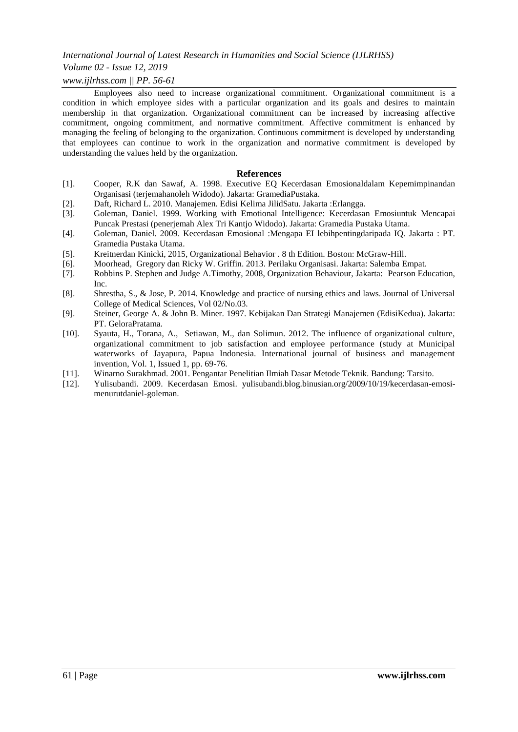Employees also need to increase organizational commitment. Organizational commitment is a condition in which employee sides with a particular organization and its goals and desires to maintain membership in that organization. Organizational commitment can be increased by increasing affective commitment, ongoing commitment, and normative commitment. Affective commitment is enhanced by managing the feeling of belonging to the organization. Continuous commitment is developed by understanding that employees can continue to work in the organization and normative commitment is developed by understanding the values held by the organization.

## References

[1]. Cooper, R.K dan Sawaf, A. 1998. Executive EQ Kecerdasan Emosionaldalam Kepemimpinandan Organisasi (terjemahanoleh Widodo). Jakarta: GramediaPustaka.

[2]. Daft, Richard L. 2010. Manajemen. Edisi Kelima JilidSatu. Jakarta :Erlangga.

[3]. Goleman, Daniel. 1999. Working with Emotional Intelligence: Kecerdasan Emosiuntuk Mencapai Puncak Prestasi (penerjemah Alex Tri Kantjo Widodo). Jakarta: Gramedia Pustaka Utama.

[4]. Goleman, Daniel. 2009. Kecerdasan Emosional :Mengapa EI lebihpentingdaripada IQ. Jakarta : PT. Gramedia Pustaka Utama.

[5]. Kreitnerdan Kinicki, 2015, Organizational Behavior . 8 th Edition. Boston: McGraw-Hill.

[6]. Moorhead, Gregory dan Ricky W. Griffin. 2013. Perilaku Organisasi. Jakarta: Salemba Empat.

[7]. Robbins P. Stephen and Judge A.Timothy, 2008, Organization Behaviour, Jakarta: Pearson Education, Inc.

[8]. Shrestha, S., & Jose, P. 2014. Knowledge and practice of nursing ethics and laws. Journal of Universal College of Medical Sciences, Vol 02/No.03.

[9]. Steiner, George A. & John B. Miner. 1997. Kebijakan Dan Strategi Manajemen (EdisiKedua). Jakarta: PT. GeloraPratama.

[10]. Syauta, H., Torana, A., Setiawan, M., dan Solimun. 2012. The influence of organizational culture, organizational commitment to job satisfaction and employee performance (study at Municipal waterworks of Jayapura, Papua Indonesia. International journal of business and management invention, Vol. 1, Issued 1, pp. 69-76.

[11]. Winarno Surakhmad. 2001. Pengantar Penelitian Ilmiah Dasar Metode Teknik. Bandung: Tarsito.

[12]. Yulisubandi. 2009. Kecerdasan Emosi. yulisubandi.blog.binusian.org/2009/10/19/kecerdasan-emosi-menurutdaniel-goleman.